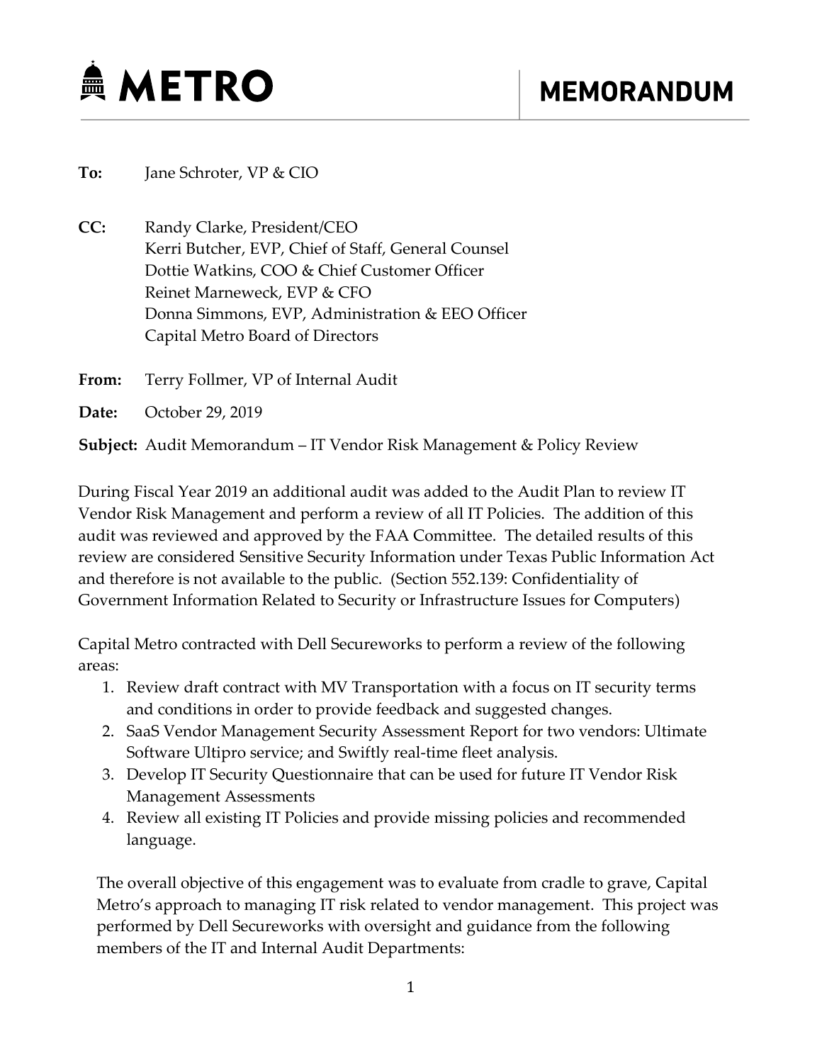# METRO

# MEMORANDUM

**To:** Jane Schroter, VP & CIO

**CC:** Randy Clarke, President/CEO
Kerri Butcher, EVP, Chief of Staff, General Counsel
Dottie Watkins, COO & Chief Customer Officer
Reinet Marneweck, EVP & CFO
Donna Simmons, EVP, Administration & EEO Officer
Capital Metro Board of Directors

**From:** Terry Follmer, VP of Internal Audit

**Date:** October 29, 2019

**Subject:** Audit Memorandum – IT Vendor Risk Management & Policy Review

During Fiscal Year 2019 an additional audit was added to the Audit Plan to review IT Vendor Risk Management and perform a review of all IT Policies. The addition of this audit was reviewed and approved by the FAA Committee. The detailed results of this review are considered Sensitive Security Information under Texas Public Information Act and therefore is not available to the public. (Section 552.139: Confidentiality of Government Information Related to Security or Infrastructure Issues for Computers)

Capital Metro contracted with Dell Secureworks to perform a review of the following areas:

1. Review draft contract with MV Transportation with a focus on IT security terms and conditions in order to provide feedback and suggested changes.
2. SaaS Vendor Management Security Assessment Report for two vendors: Ultimate Software Ultipro service; and Swiftly real-time fleet analysis.
3. Develop IT Security Questionnaire that can be used for future IT Vendor Risk Management Assessments
4. Review all existing IT Policies and provide missing policies and recommended language.

The overall objective of this engagement was to evaluate from cradle to grave, Capital Metro's approach to managing IT risk related to vendor management. This project was performed by Dell Secureworks with oversight and guidance from the following members of the IT and Internal Audit Departments: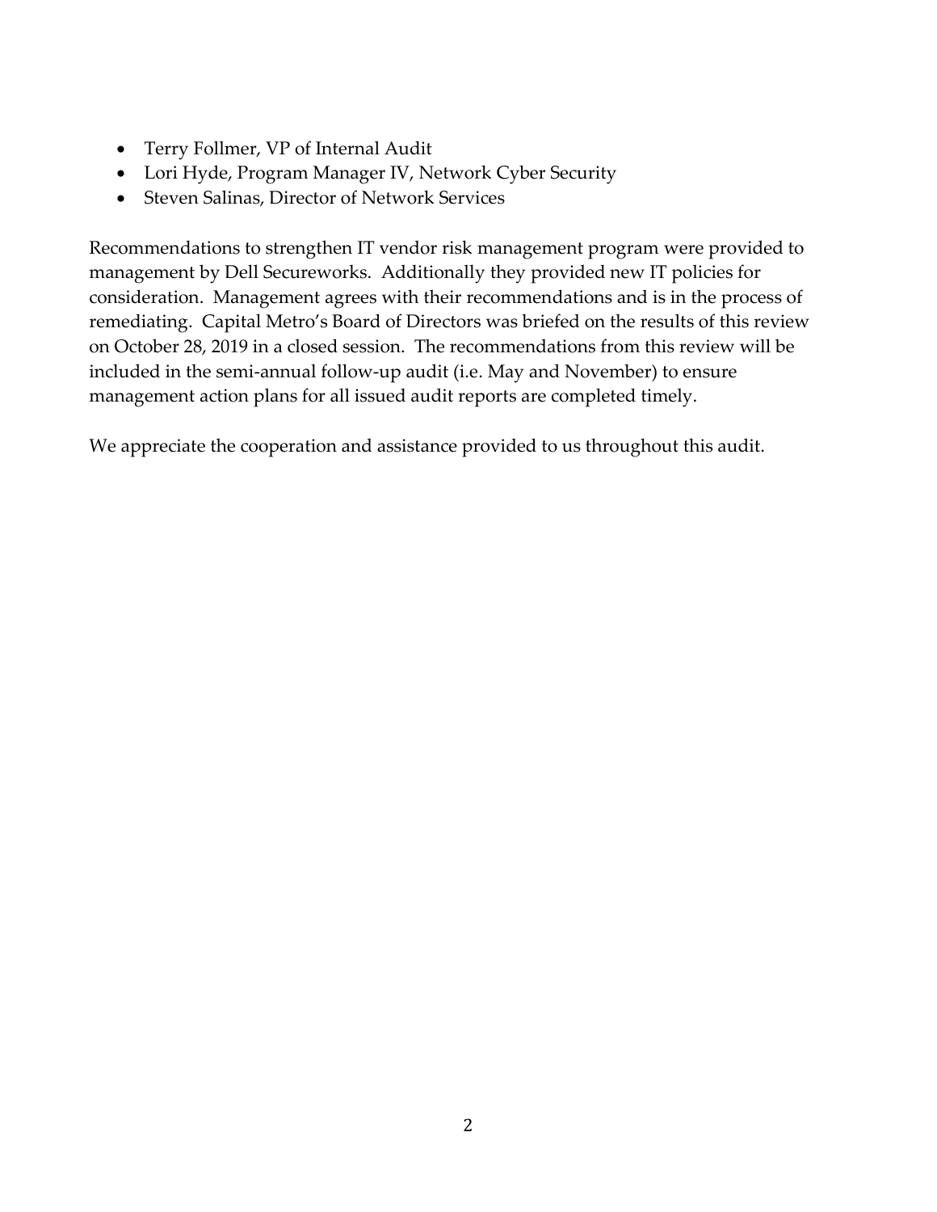- Terry Follmer, VP of Internal Audit
- Lori Hyde, Program Manager IV, Network Cyber Security
- Steven Salinas, Director of Network Services

Recommendations to strengthen IT vendor risk management program were provided to management by Dell Secureworks. Additionally they provided new IT policies for consideration. Management agrees with their recommendations and is in the process of remediating. Capital Metro's Board of Directors was briefed on the results of this review on October 28, 2019 in a closed session. The recommendations from this review will be included in the semi-annual follow-up audit (i.e. May and November) to ensure management action plans for all issued audit reports are completed timely.

We appreciate the cooperation and assistance provided to us throughout this audit.